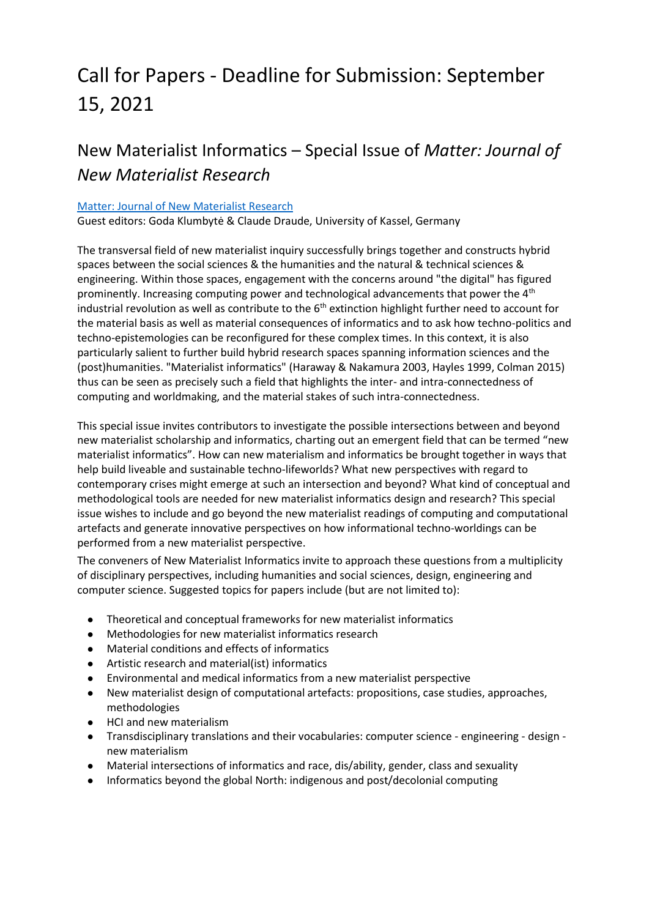# Call for Papers - Deadline for Submission: September 15, 2021

## New Materialist Informatics – Special Issue of *Matter: Journal of New Materialist Research*

[Matter: Journal of New Materialist Research](#)
Guest editors: Goda Klumbytė & Claude Draude, University of Kassel, Germany

The transversal field of new materialist inquiry successfully brings together and constructs hybrid spaces between the social sciences & the humanities and the natural & technical sciences & engineering. Within those spaces, engagement with the concerns around "the digital" has figured prominently. Increasing computing power and technological advancements that power the 4th industrial revolution as well as contribute to the 6th extinction highlight further need to account for the material basis as well as material consequences of informatics and to ask how techno-politics and techno-epistemologies can be reconfigured for these complex times. In this context, it is also particularly salient to further build hybrid research spaces spanning information sciences and the (post)humanities. "Materialist informatics" (Haraway & Nakamura 2003, Hayles 1999, Colman 2015) thus can be seen as precisely such a field that highlights the inter- and intra-connectedness of computing and worldmaking, and the material stakes of such intra-connectedness.

This special issue invites contributors to investigate the possible intersections between and beyond new materialist scholarship and informatics, charting out an emergent field that can be termed "new materialist informatics". How can new materialism and informatics be brought together in ways that help build liveable and sustainable techno-lifeworlds? What new perspectives with regard to contemporary crises might emerge at such an intersection and beyond? What kind of conceptual and methodological tools are needed for new materialist informatics design and research? This special issue wishes to include and go beyond the new materialist readings of computing and computational artefacts and generate innovative perspectives on how informational techno-worldings can be performed from a new materialist perspective.

The conveners of New Materialist Informatics invite to approach these questions from a multiplicity of disciplinary perspectives, including humanities and social sciences, design, engineering and computer science. Suggested topics for papers include (but are not limited to):

- Theoretical and conceptual frameworks for new materialist informatics
- Methodologies for new materialist informatics research
- Material conditions and effects of informatics
- Artistic research and material(ist) informatics
- Environmental and medical informatics from a new materialist perspective
- New materialist design of computational artefacts: propositions, case studies, approaches, methodologies
- HCI and new materialism
- Transdisciplinary translations and their vocabularies: computer science - engineering - design - new materialism
- Material intersections of informatics and race, dis/ability, gender, class and sexuality
- Informatics beyond the global North: indigenous and post/decolonial computing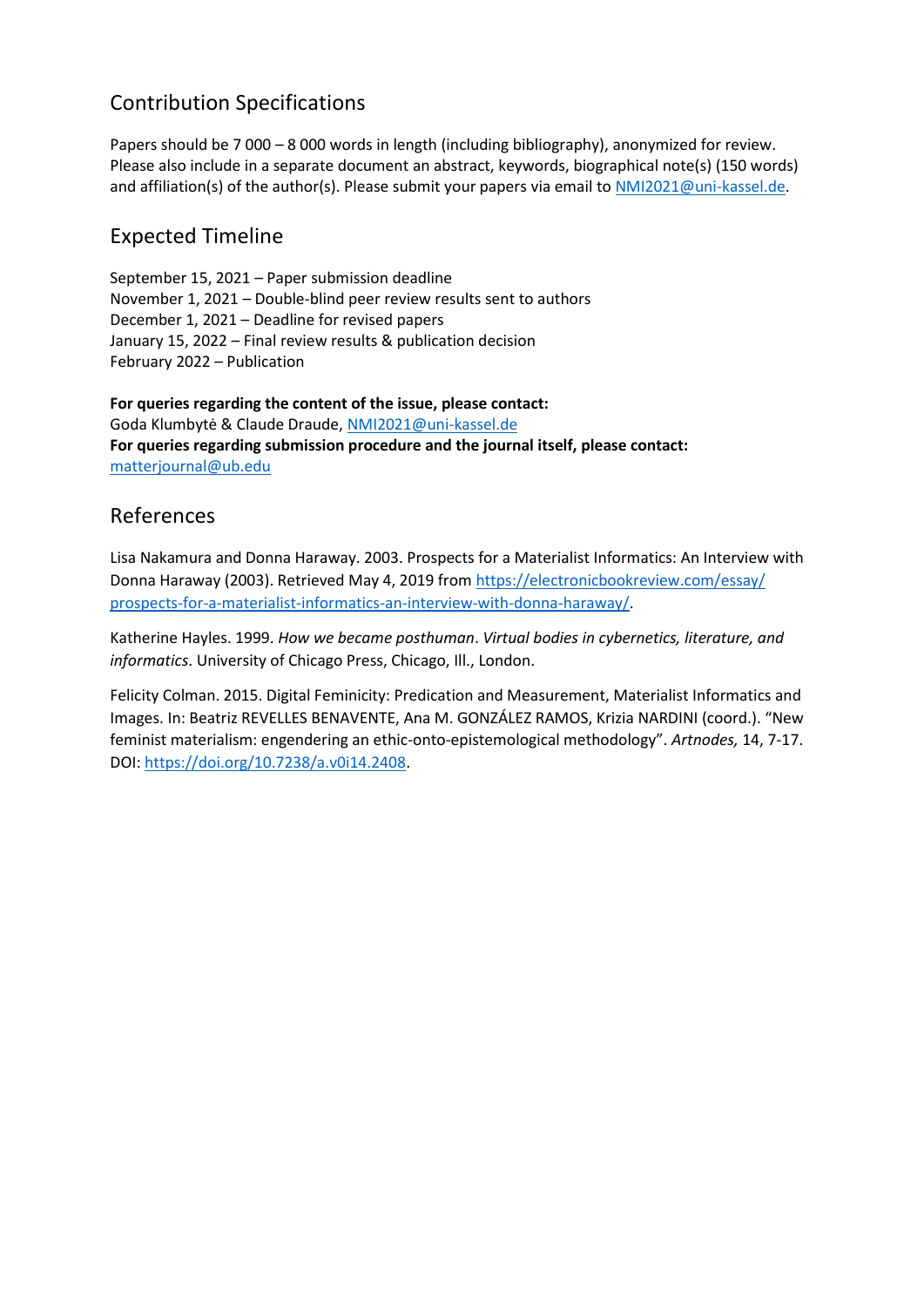## Contribution Specifications

Papers should be 7 000 – 8 000 words in length (including bibliography), anonymized for review. Please also include in a separate document an abstract, keywords, biographical note(s) (150 words) and affiliation(s) of the author(s). Please submit your papers via email to NMI2021@uni-kassel.de.

## Expected Timeline

September 15, 2021 – Paper submission deadline
November 1, 2021 – Double-blind peer review results sent to authors
December 1, 2021 – Deadline for revised papers
January 15, 2022 – Final review results & publication decision
February 2022 – Publication

**For queries regarding the content of the issue, please contact:**
Goda Klumbytė & Claude Draude, NMI2021@uni-kassel.de
**For queries regarding submission procedure and the journal itself, please contact:**
matterjournal@ub.edu

## References

Lisa Nakamura and Donna Haraway. 2003. Prospects for a Materialist Informatics: An Interview with Donna Haraway (2003). Retrieved May 4, 2019 from https://electronicbookreview.com/essay/prospects-for-a-materialist-informatics-an-interview-with-donna-haraway/.

Katherine Hayles. 1999. *How we became posthuman*. *Virtual bodies in cybernetics, literature, and informatics*. University of Chicago Press, Chicago, Ill., London.

Felicity Colman. 2015. Digital Feminicity: Predication and Measurement, Materialist Informatics and Images. In: Beatriz REVELLES BENAVENTE, Ana M. GONZÁLEZ RAMOS, Krizia NARDINI (coord.). "New feminist materialism: engendering an ethic-onto-epistemological methodology". *Artnodes,* 14, 7-17. DOI: https://doi.org/10.7238/a.v0i14.2408.